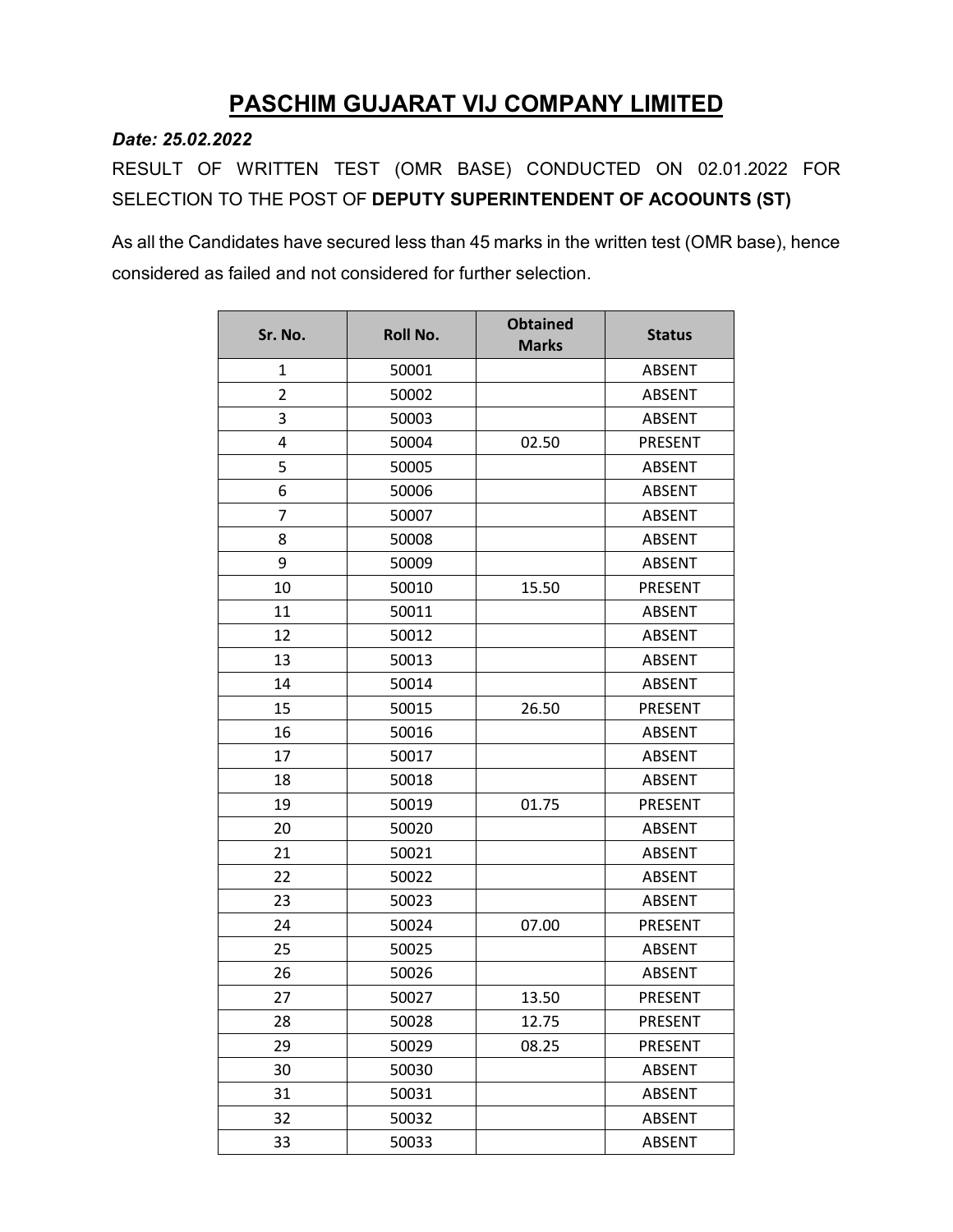# PASCHIM GUJARAT VIJ COMPANY LIMITED

***Date: 25.02.2022***

RESULT OF WRITTEN TEST (OMR BASE) CONDUCTED ON 02.01.2022 FOR SELECTION TO THE POST OF **DEPUTY SUPERINTENDENT OF ACOOUNTS (ST)**

As all the Candidates have secured less than 45 marks in the written test (OMR base), hence considered as failed and not considered for further selection.

| Sr. No. | Roll No. | Obtained Marks | Status |
|---|---|---|---|
| 1 | 50001 | | ABSENT |
| 2 | 50002 | | ABSENT |
| 3 | 50003 | | ABSENT |
| 4 | 50004 | 02.50 | PRESENT |
| 5 | 50005 | | ABSENT |
| 6 | 50006 | | ABSENT |
| 7 | 50007 | | ABSENT |
| 8 | 50008 | | ABSENT |
| 9 | 50009 | | ABSENT |
| 10 | 50010 | 15.50 | PRESENT |
| 11 | 50011 | | ABSENT |
| 12 | 50012 | | ABSENT |
| 13 | 50013 | | ABSENT |
| 14 | 50014 | | ABSENT |
| 15 | 50015 | 26.50 | PRESENT |
| 16 | 50016 | | ABSENT |
| 17 | 50017 | | ABSENT |
| 18 | 50018 | | ABSENT |
| 19 | 50019 | 01.75 | PRESENT |
| 20 | 50020 | | ABSENT |
| 21 | 50021 | | ABSENT |
| 22 | 50022 | | ABSENT |
| 23 | 50023 | | ABSENT |
| 24 | 50024 | 07.00 | PRESENT |
| 25 | 50025 | | ABSENT |
| 26 | 50026 | | ABSENT |
| 27 | 50027 | 13.50 | PRESENT |
| 28 | 50028 | 12.75 | PRESENT |
| 29 | 50029 | 08.25 | PRESENT |
| 30 | 50030 | | ABSENT |
| 31 | 50031 | | ABSENT |
| 32 | 50032 | | ABSENT |
| 33 | 50033 | | ABSENT |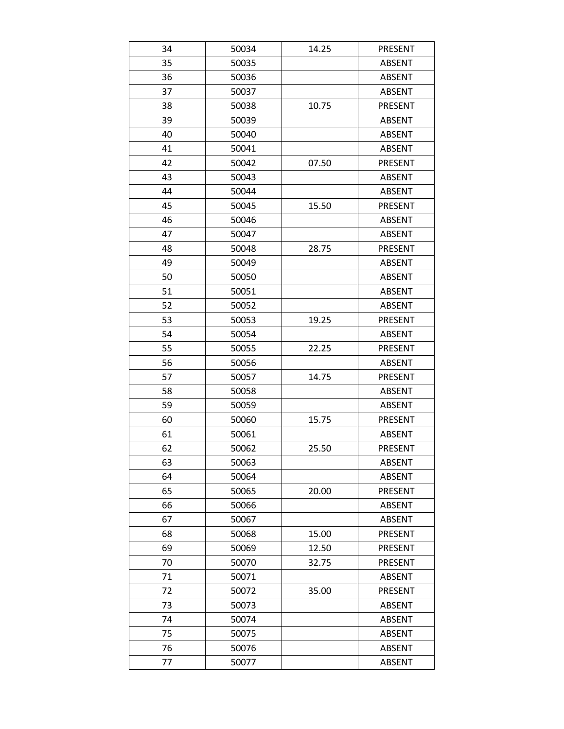| 34 | 50034 | 14.25 | PRESENT |
|---|---|---|---|
| 35 | 50035 | | ABSENT |
| 36 | 50036 | | ABSENT |
| 37 | 50037 | | ABSENT |
| 38 | 50038 | 10.75 | PRESENT |
| 39 | 50039 | | ABSENT |
| 40 | 50040 | | ABSENT |
| 41 | 50041 | | ABSENT |
| 42 | 50042 | 07.50 | PRESENT |
| 43 | 50043 | | ABSENT |
| 44 | 50044 | | ABSENT |
| 45 | 50045 | 15.50 | PRESENT |
| 46 | 50046 | | ABSENT |
| 47 | 50047 | | ABSENT |
| 48 | 50048 | 28.75 | PRESENT |
| 49 | 50049 | | ABSENT |
| 50 | 50050 | | ABSENT |
| 51 | 50051 | | ABSENT |
| 52 | 50052 | | ABSENT |
| 53 | 50053 | 19.25 | PRESENT |
| 54 | 50054 | | ABSENT |
| 55 | 50055 | 22.25 | PRESENT |
| 56 | 50056 | | ABSENT |
| 57 | 50057 | 14.75 | PRESENT |
| 58 | 50058 | | ABSENT |
| 59 | 50059 | | ABSENT |
| 60 | 50060 | 15.75 | PRESENT |
| 61 | 50061 | | ABSENT |
| 62 | 50062 | 25.50 | PRESENT |
| 63 | 50063 | | ABSENT |
| 64 | 50064 | | ABSENT |
| 65 | 50065 | 20.00 | PRESENT |
| 66 | 50066 | | ABSENT |
| 67 | 50067 | | ABSENT |
| 68 | 50068 | 15.00 | PRESENT |
| 69 | 50069 | 12.50 | PRESENT |
| 70 | 50070 | 32.75 | PRESENT |
| 71 | 50071 | | ABSENT |
| 72 | 50072 | 35.00 | PRESENT |
| 73 | 50073 | | ABSENT |
| 74 | 50074 | | ABSENT |
| 75 | 50075 | | ABSENT |
| 76 | 50076 | | ABSENT |
| 77 | 50077 | | ABSENT |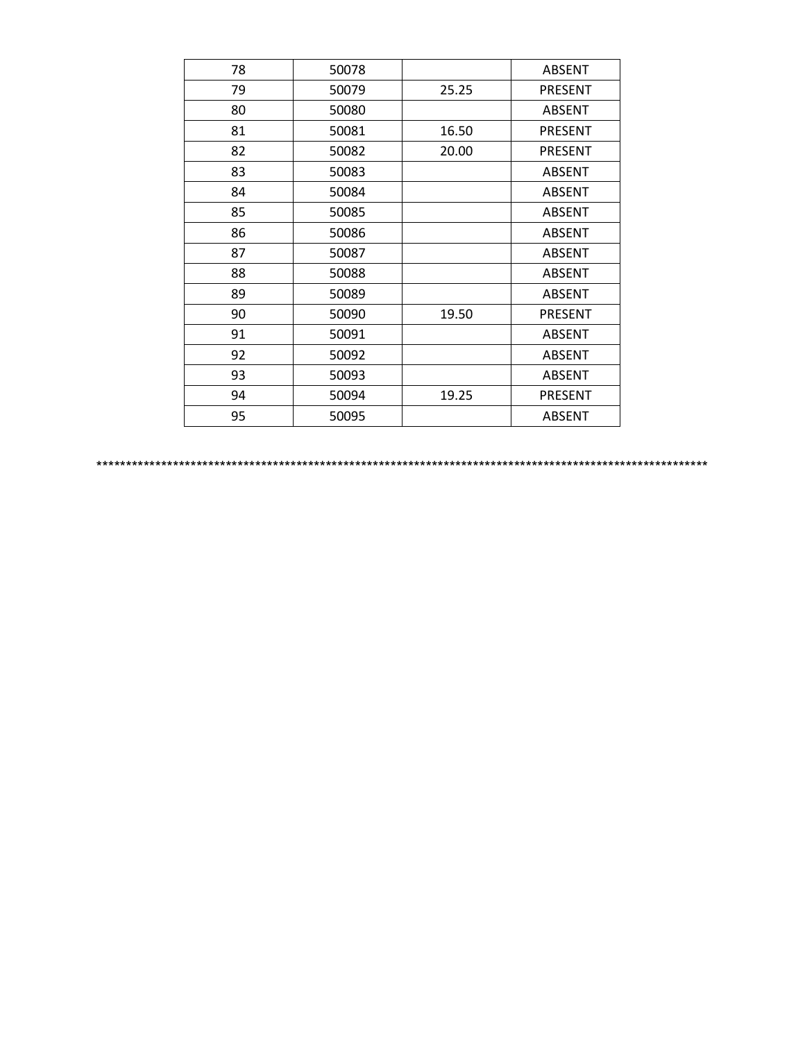| | | | |
|---|---|---|---|
| 78 | 50078 | | ABSENT |
| 79 | 50079 | 25.25 | PRESENT |
| 80 | 50080 | | ABSENT |
| 81 | 50081 | 16.50 | PRESENT |
| 82 | 50082 | 20.00 | PRESENT |
| 83 | 50083 | | ABSENT |
| 84 | 50084 | | ABSENT |
| 85 | 50085 | | ABSENT |
| 86 | 50086 | | ABSENT |
| 87 | 50087 | | ABSENT |
| 88 | 50088 | | ABSENT |
| 89 | 50089 | | ABSENT |
| 90 | 50090 | 19.50 | PRESENT |
| 91 | 50091 | | ABSENT |
| 92 | 50092 | | ABSENT |
| 93 | 50093 | | ABSENT |
| 94 | 50094 | 19.25 | PRESENT |
| 95 | 50095 | | ABSENT |

*************************************************************************************************************